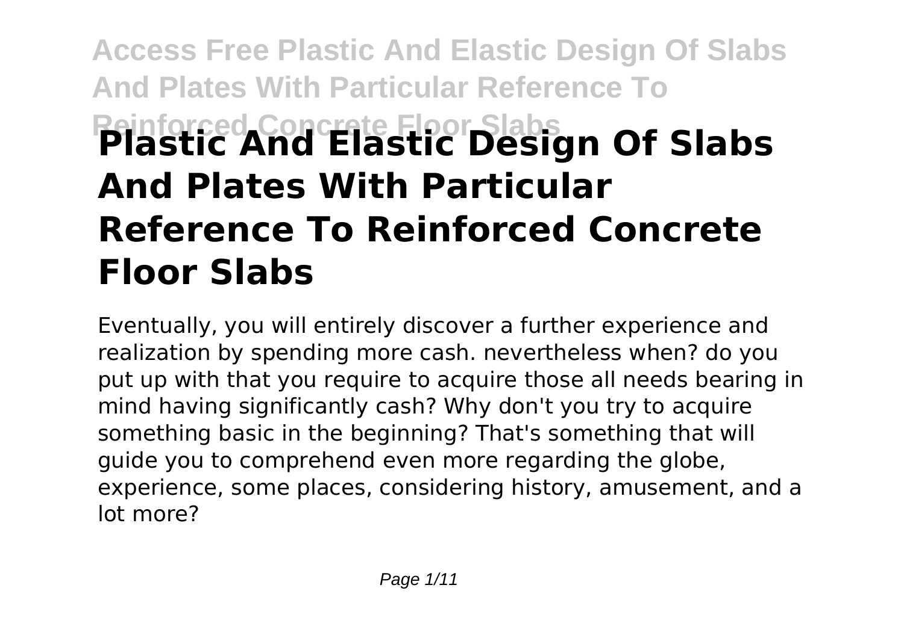# Plastic And Elastic Design Of Slabs And Plates With Particular Reference To Reinforced Concrete Floor Slabs

Eventually, you will entirely discover a further experience and realization by spending more cash. nevertheless when? do you put up with that you require to acquire those all needs bearing in mind having significantly cash? Why don't you try to acquire something basic in the beginning? That's something that will guide you to comprehend even more regarding the globe, experience, some places, considering history, amusement, and a lot more?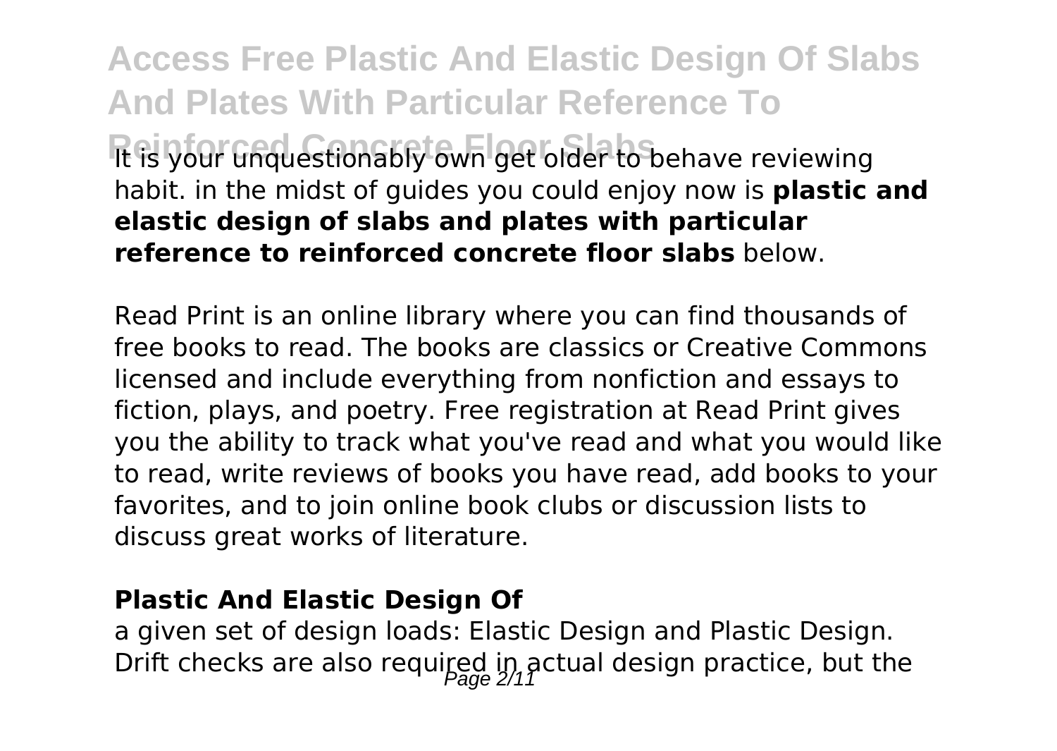It is your unquestionably own get older to behave reviewing habit. in the midst of guides you could enjoy now is **plastic and elastic design of slabs and plates with particular reference to reinforced concrete floor slabs** below.

Read Print is an online library where you can find thousands of free books to read. The books are classics or Creative Commons licensed and include everything from nonfiction and essays to fiction, plays, and poetry. Free registration at Read Print gives you the ability to track what you've read and what you would like to read, write reviews of books you have read, add books to your favorites, and to join online book clubs or discussion lists to discuss great works of literature.

### Plastic And Elastic Design Of

a given set of design loads: Elastic Design and Plastic Design. Drift checks are also required in actual design practice, but the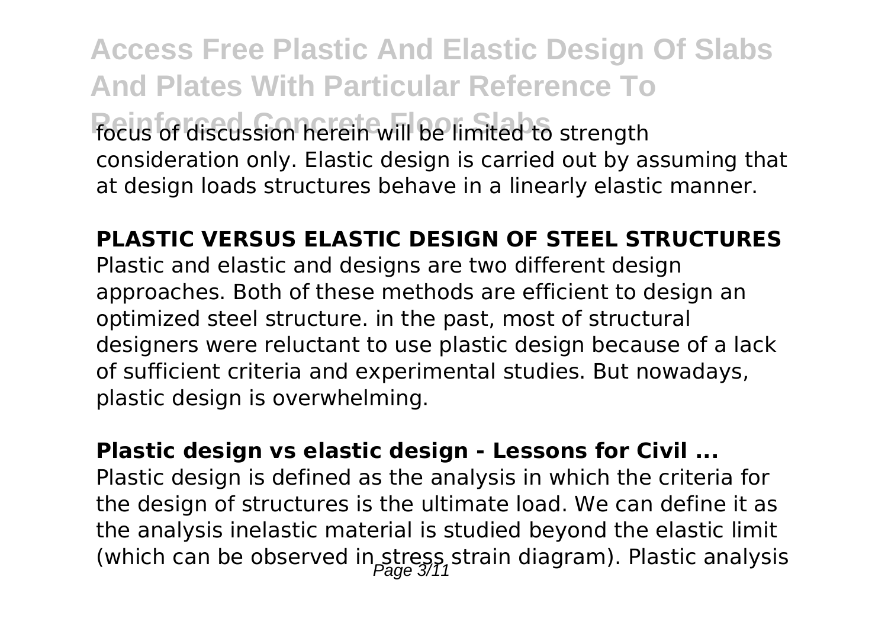focus of discussion herein will be limited to strength consideration only. Elastic design is carried out by assuming that at design loads structures behave in a linearly elastic manner.

**PLASTIC VERSUS ELASTIC DESIGN OF STEEL STRUCTURES**

Plastic and elastic and designs are two different design approaches. Both of these methods are efficient to design an optimized steel structure. in the past, most of structural designers were reluctant to use plastic design because of a lack of sufficient criteria and experimental studies. But nowadays, plastic design is overwhelming.

**Plastic design vs elastic design - Lessons for Civil ...**

Plastic design is defined as the analysis in which the criteria for the design of structures is the ultimate load. We can define it as the analysis inelastic material is studied beyond the elastic limit (which can be observed in stress strain diagram). Plastic analysis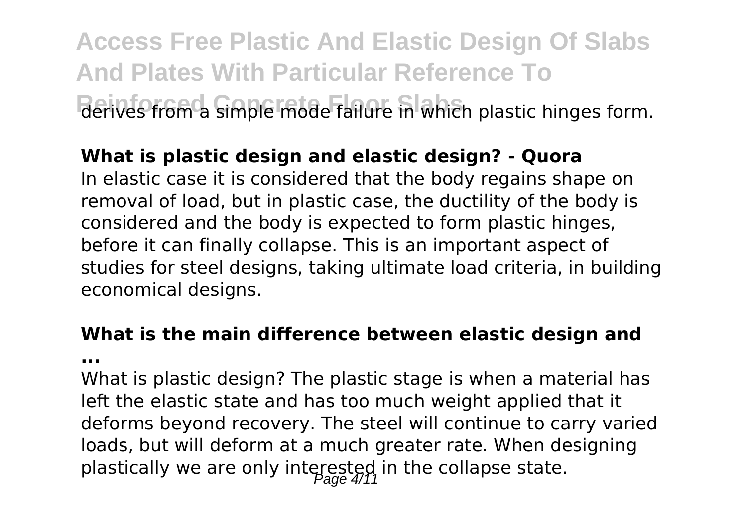derives from a simple mode failure in which plastic hinges form.

**What is plastic design and elastic design? - Quora**

In elastic case it is considered that the body regains shape on removal of load, but in plastic case, the ductility of the body is considered and the body is expected to form plastic hinges, before it can finally collapse. This is an important aspect of studies for steel designs, taking ultimate load criteria, in building economical designs.

**What is the main difference between elastic design and ...**

What is plastic design? The plastic stage is when a material has left the elastic state and has too much weight applied that it deforms beyond recovery. The steel will continue to carry varied loads, but will deform at a much greater rate. When designing plastically we are only interested in the collapse state.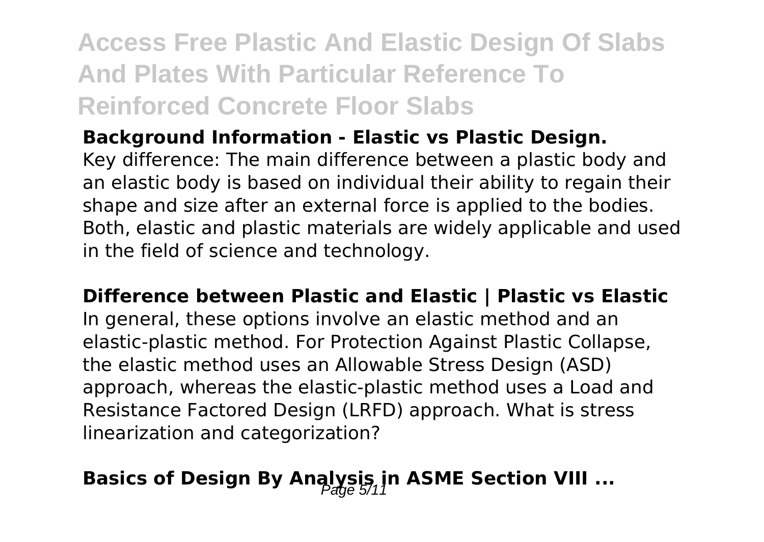**Background Information - Elastic vs Plastic Design.**

Key difference: The main difference between a plastic body and an elastic body is based on individual their ability to regain their shape and size after an external force is applied to the bodies. Both, elastic and plastic materials are widely applicable and used in the field of science and technology.

**Difference between Plastic and Elastic | Plastic vs Elastic**

In general, these options involve an elastic method and an elastic-plastic method. For Protection Against Plastic Collapse, the elastic method uses an Allowable Stress Design (ASD) approach, whereas the elastic-plastic method uses a Load and Resistance Factored Design (LRFD) approach. What is stress linearization and categorization?

**Basics of Design By Analysis in ASME Section VIII ...**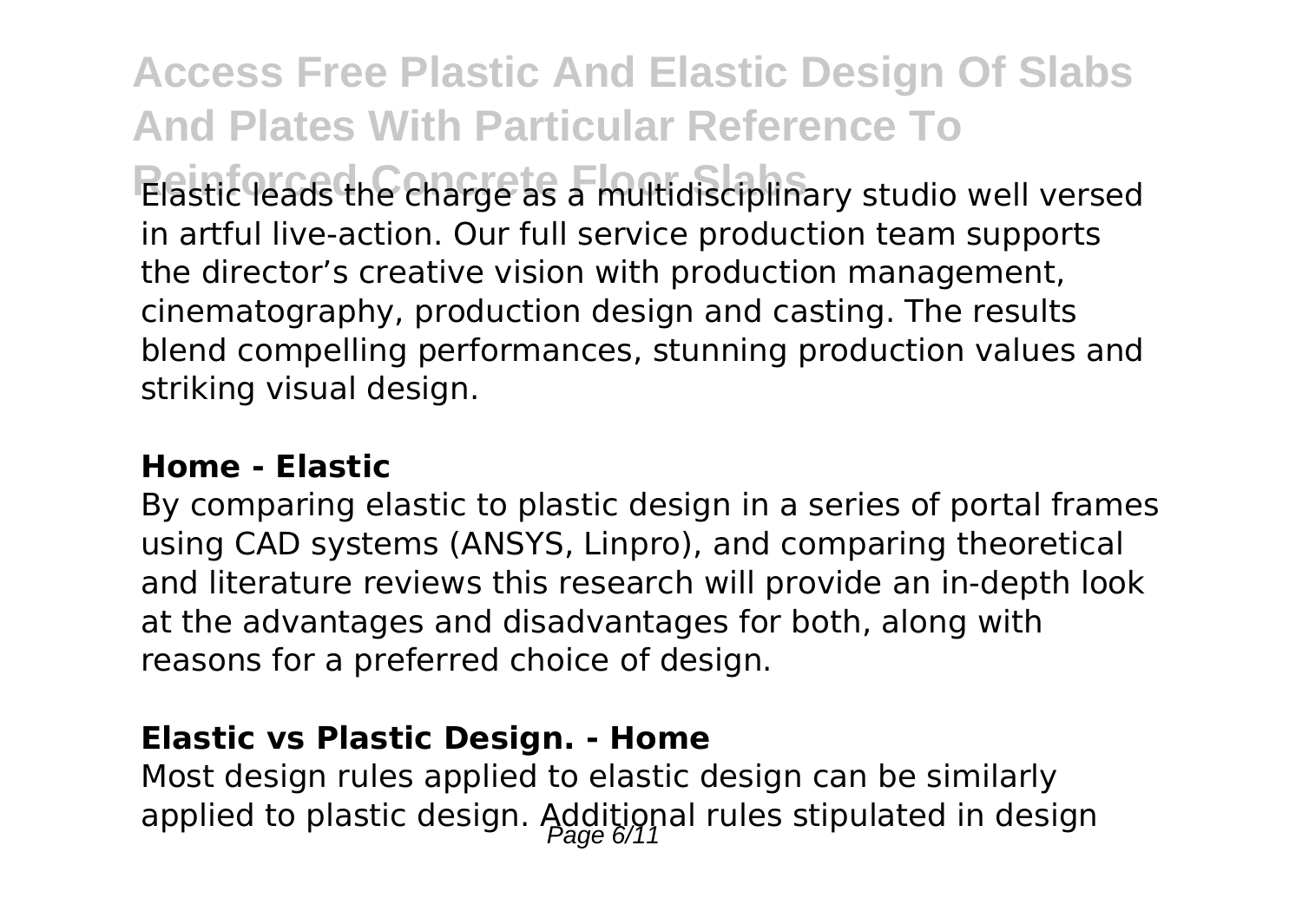Elastic leads the charge as a multidisciplinary studio well versed in artful live-action. Our full service production team supports the director's creative vision with production management, cinematography, production design and casting. The results blend compelling performances, stunning production values and striking visual design.

### Home - Elastic

By comparing elastic to plastic design in a series of portal frames using CAD systems (ANSYS, Linpro), and comparing theoretical and literature reviews this research will provide an in-depth look at the advantages and disadvantages for both, along with reasons for a preferred choice of design.

### Elastic vs Plastic Design. - Home

Most design rules applied to elastic design can be similarly applied to plastic design. Additional rules stipulated in design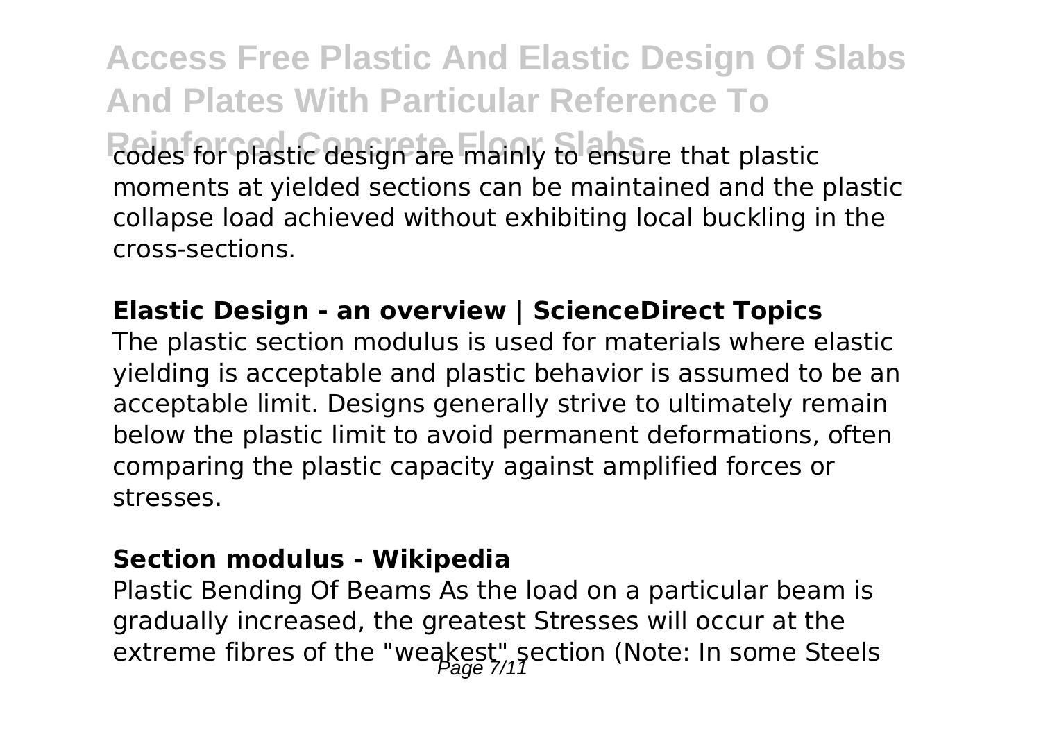codes for plastic design are mainly to ensure that plastic moments at yielded sections can be maintained and the plastic collapse load achieved without exhibiting local buckling in the cross-sections.

**Elastic Design - an overview | ScienceDirect Topics**

The plastic section modulus is used for materials where elastic yielding is acceptable and plastic behavior is assumed to be an acceptable limit. Designs generally strive to ultimately remain below the plastic limit to avoid permanent deformations, often comparing the plastic capacity against amplified forces or stresses.

**Section modulus - Wikipedia**

Plastic Bending Of Beams As the load on a particular beam is gradually increased, the greatest Stresses will occur at the extreme fibres of the "weakest" section (Note: In some Steels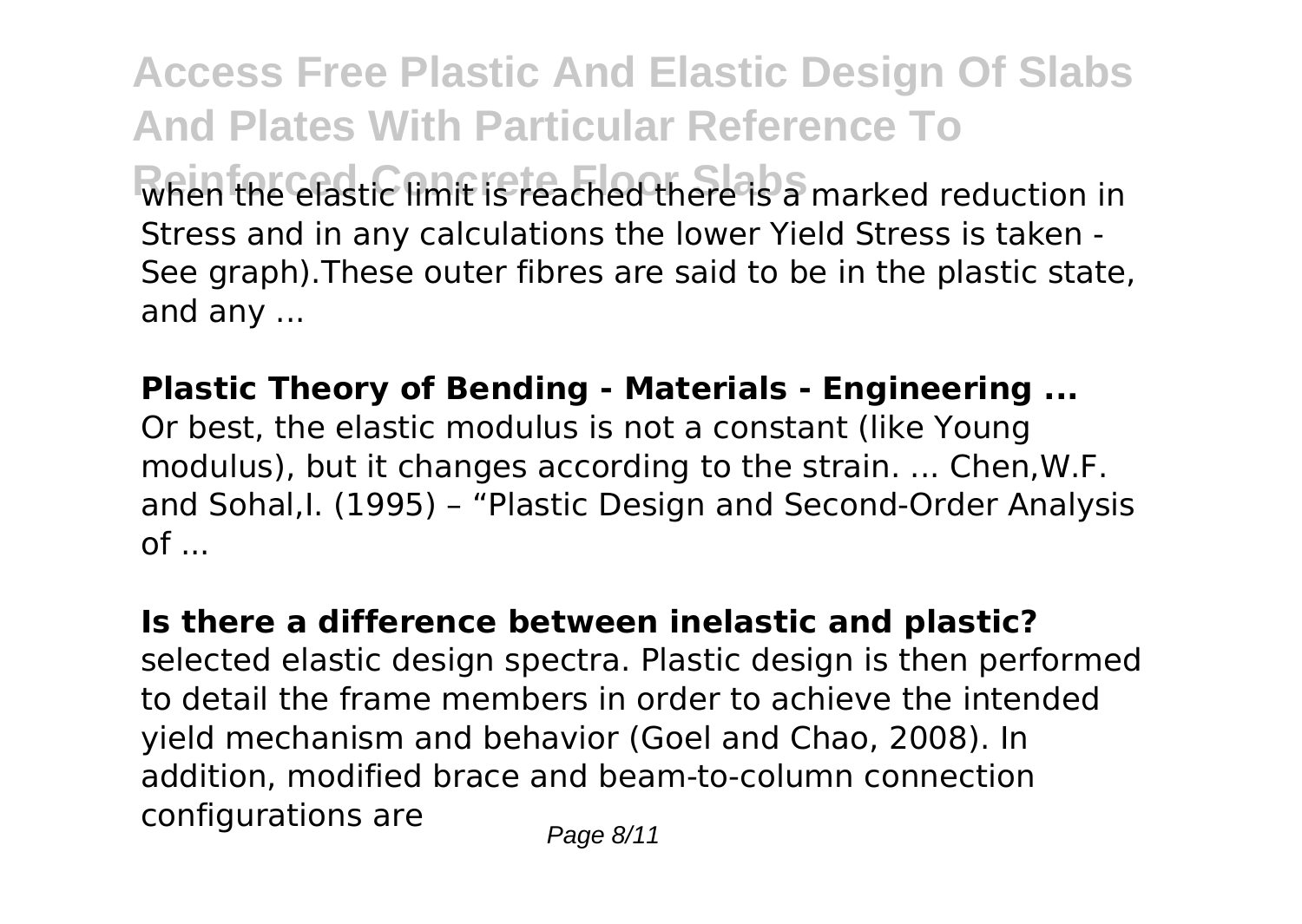when the elastic limit is reached there is a marked reduction in Stress and in any calculations the lower Yield Stress is taken - See graph).These outer fibres are said to be in the plastic state, and any ...

**Plastic Theory of Bending - Materials - Engineering ...**

Or best, the elastic modulus is not a constant (like Young modulus), but it changes according to the strain. ... Chen,W.F. and Sohal,I. (1995) – "Plastic Design and Second-Order Analysis of ...

**Is there a difference between inelastic and plastic?**

selected elastic design spectra. Plastic design is then performed to detail the frame members in order to achieve the intended yield mechanism and behavior (Goel and Chao, 2008). In addition, modified brace and beam-to-column connection configurations are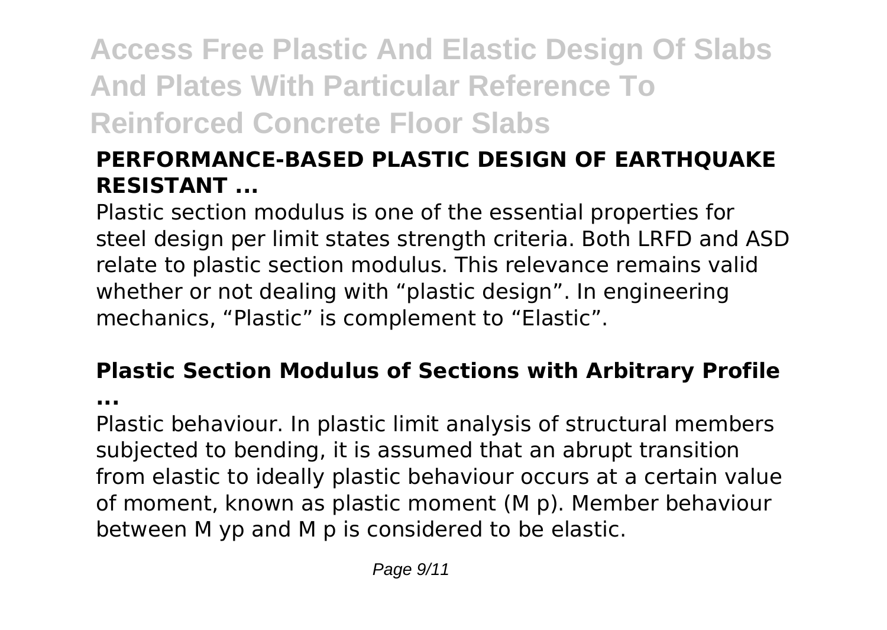### PERFORMANCE-BASED PLASTIC DESIGN OF EARTHQUAKE RESISTANT ...

Plastic section modulus is one of the essential properties for steel design per limit states strength criteria. Both LRFD and ASD relate to plastic section modulus. This relevance remains valid whether or not dealing with "plastic design". In engineering mechanics, "Plastic" is complement to "Elastic".

### Plastic Section Modulus of Sections with Arbitrary Profile ...

Plastic behaviour. In plastic limit analysis of structural members subjected to bending, it is assumed that an abrupt transition from elastic to ideally plastic behaviour occurs at a certain value of moment, known as plastic moment (M p). Member behaviour between M yp and M p is considered to be elastic.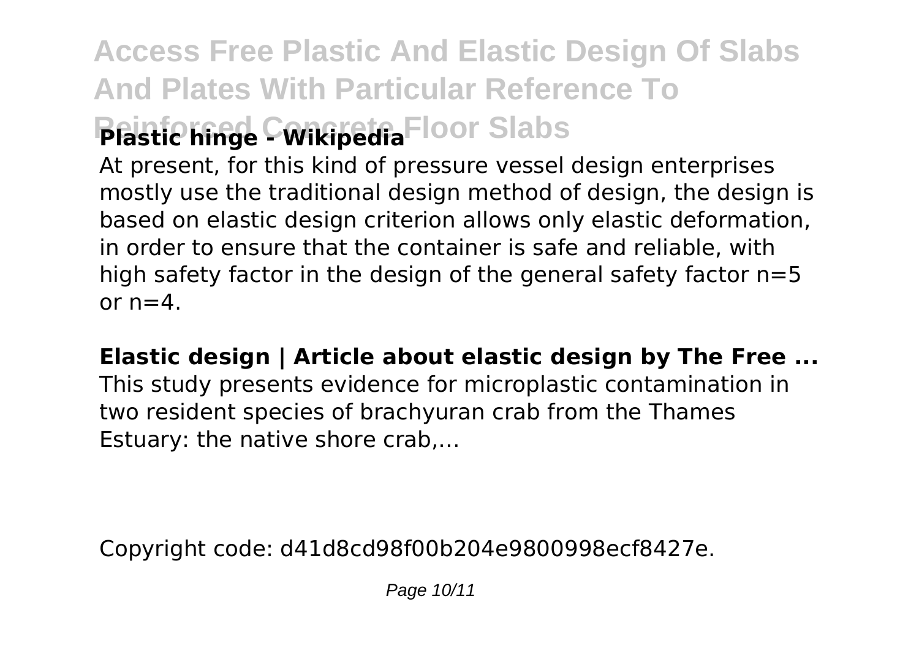**Plastic hinge - Wikipedia**

At present, for this kind of pressure vessel design enterprises mostly use the traditional design method of design, the design is based on elastic design criterion allows only elastic deformation, in order to ensure that the container is safe and reliable, with high safety factor in the design of the general safety factor n=5 or n=4.

**Elastic design | Article about elastic design by The Free ...**

This study presents evidence for microplastic contamination in two resident species of brachyuran crab from the Thames Estuary: the native shore crab,...

Copyright code: d41d8cd98f00b204e9800998ecf8427e.